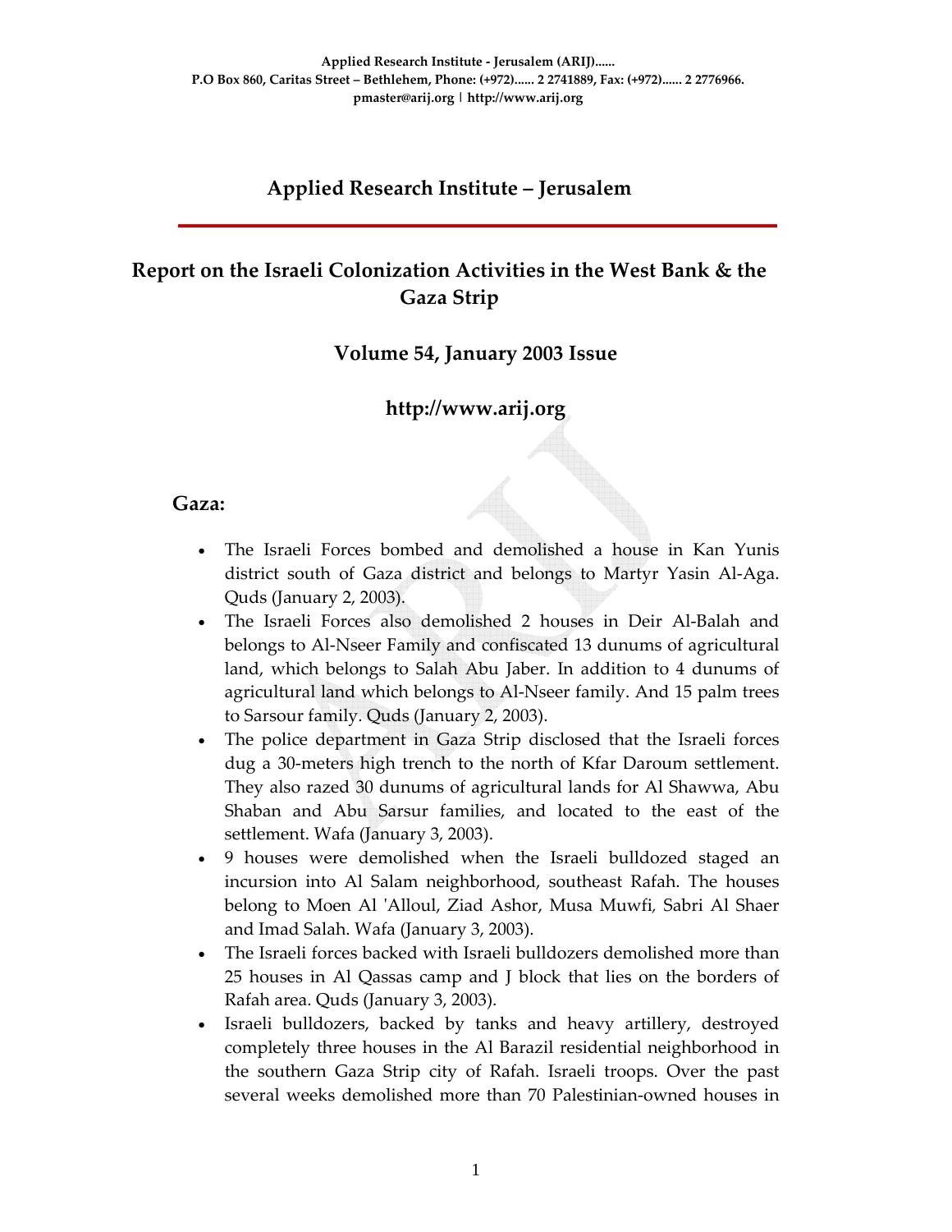Applied Research Institute - Jerusalem (ARIJ)......
P.O Box 860, Caritas Street – Bethlehem, Phone: (+972)...... 2 2741889, Fax: (+972)...... 2 2776966.
pmaster@arij.org | http://www.arij.org

# Applied Research Institute – Jerusalem

## Report on the Israeli Colonization Activities in the West Bank & the Gaza Strip

### Volume 54, January 2003 Issue

### http://www.arij.org

## Gaza:

- The Israeli Forces bombed and demolished a house in Kan Yunis district south of Gaza district and belongs to Martyr Yasin Al-Aga. Quds (January 2, 2003).
- The Israeli Forces also demolished 2 houses in Deir Al-Balah and belongs to Al-Nseer Family and confiscated 13 dunums of agricultural land, which belongs to Salah Abu Jaber. In addition to 4 dunums of agricultural land which belongs to Al-Nseer family. And 15 palm trees to Sarsour family. Quds (January 2, 2003).
- The police department in Gaza Strip disclosed that the Israeli forces dug a 30-meters high trench to the north of Kfar Daroum settlement. They also razed 30 dunums of agricultural lands for Al Shawwa, Abu Shaban and Abu Sarsur families, and located to the east of the settlement. Wafa (January 3, 2003).
- 9 houses were demolished when the Israeli bulldozed staged an incursion into Al Salam neighborhood, southeast Rafah. The houses belong to Moen Al 'Alloul, Ziad Ashor, Musa Muwfi, Sabri Al Shaer and Imad Salah. Wafa (January 3, 2003).
- The Israeli forces backed with Israeli bulldozers demolished more than 25 houses in Al Qassas camp and J block that lies on the borders of Rafah area. Quds (January 3, 2003).
- Israeli bulldozers, backed by tanks and heavy artillery, destroyed completely three houses in the Al Barazil residential neighborhood in the southern Gaza Strip city of Rafah. Israeli troops. Over the past several weeks demolished more than 70 Palestinian-owned houses in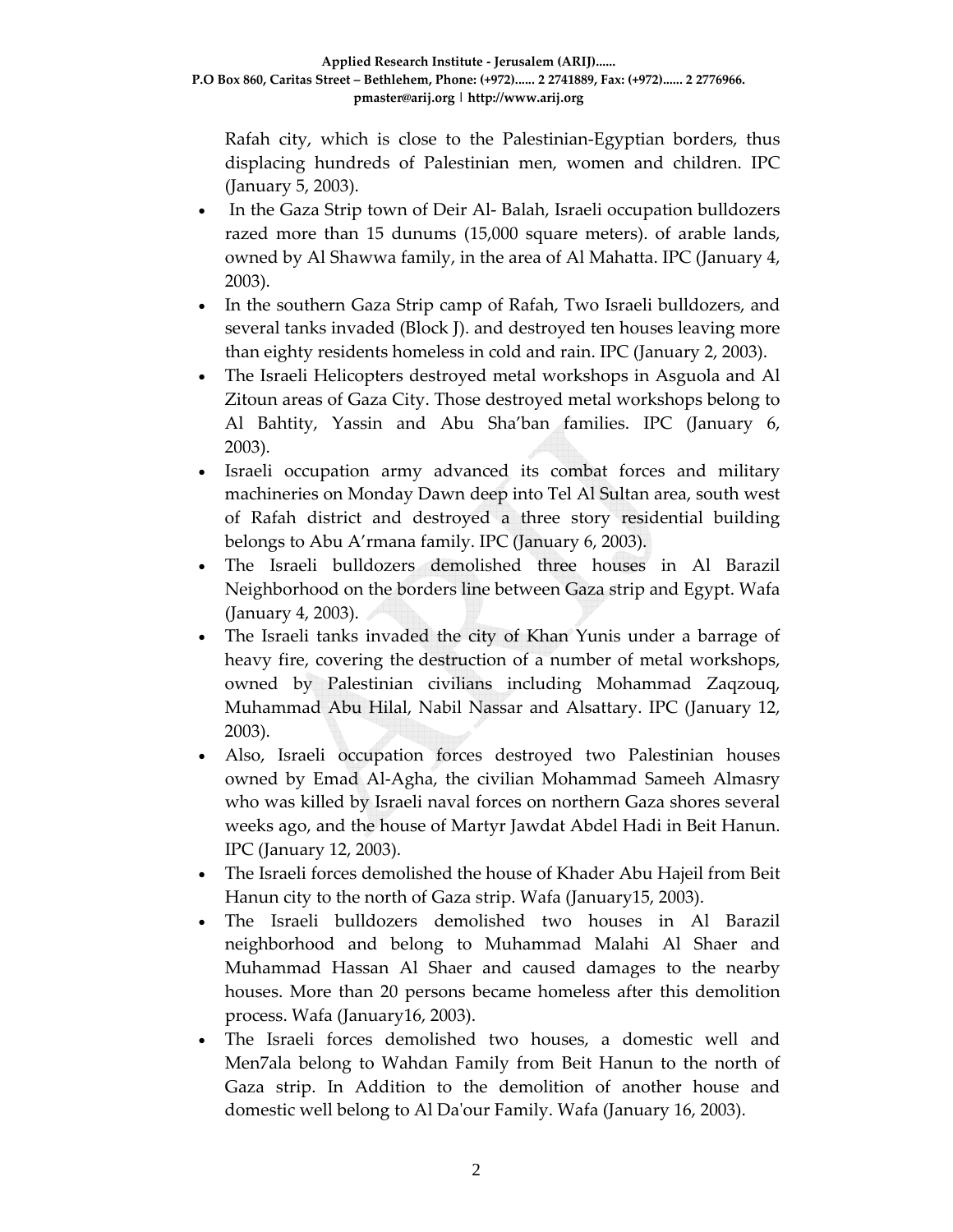Rafah city, which is close to the Palestinian-Egyptian borders, thus displacing hundreds of Palestinian men, women and children. IPC (January 5, 2003).

- In the Gaza Strip town of Deir Al- Balah, Israeli occupation bulldozers razed more than 15 dunums (15,000 square meters). of arable lands, owned by Al Shawwa family, in the area of Al Mahatta. IPC (January 4, 2003).
- In the southern Gaza Strip camp of Rafah, Two Israeli bulldozers, and several tanks invaded (Block J). and destroyed ten houses leaving more than eighty residents homeless in cold and rain. IPC (January 2, 2003).
- The Israeli Helicopters destroyed metal workshops in Asguola and Al Zitoun areas of Gaza City. Those destroyed metal workshops belong to Al Bahtity, Yassin and Abu Sha'ban families. IPC (January 6, 2003).
- Israeli occupation army advanced its combat forces and military machineries on Monday Dawn deep into Tel Al Sultan area, south west of Rafah district and destroyed a three story residential building belongs to Abu A'rmana family. IPC (January 6, 2003).
- The Israeli bulldozers demolished three houses in Al Barazil Neighborhood on the borders line between Gaza strip and Egypt. Wafa (January 4, 2003).
- The Israeli tanks invaded the city of Khan Yunis under a barrage of heavy fire, covering the destruction of a number of metal workshops, owned by Palestinian civilians including Mohammad Zaqzouq, Muhammad Abu Hilal, Nabil Nassar and Alsattary. IPC (January 12, 2003).
- Also, Israeli occupation forces destroyed two Palestinian houses owned by Emad Al-Agha, the civilian Mohammad Sameeh Almasry who was killed by Israeli naval forces on northern Gaza shores several weeks ago, and the house of Martyr Jawdat Abdel Hadi in Beit Hanun. IPC (January 12, 2003).
- The Israeli forces demolished the house of Khader Abu Hajeil from Beit Hanun city to the north of Gaza strip. Wafa (January15, 2003).
- The Israeli bulldozers demolished two houses in Al Barazil neighborhood and belong to Muhammad Malahi Al Shaer and Muhammad Hassan Al Shaer and caused damages to the nearby houses. More than 20 persons became homeless after this demolition process. Wafa (January16, 2003).
- The Israeli forces demolished two houses, a domestic well and Men7ala belong to Wahdan Family from Beit Hanun to the north of Gaza strip. In Addition to the demolition of another house and domestic well belong to Al Da'our Family. Wafa (January 16, 2003).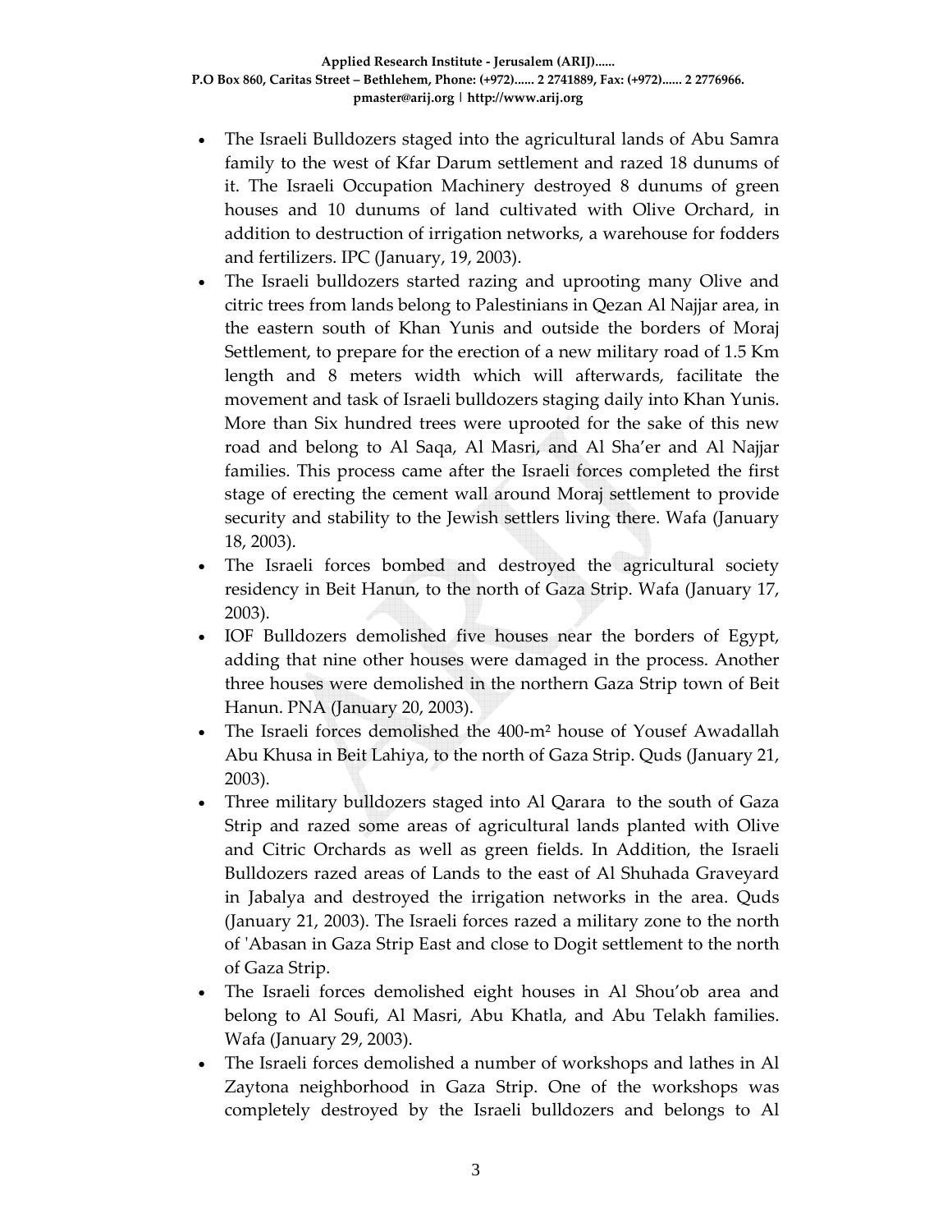- The Israeli Bulldozers staged into the agricultural lands of Abu Samra family to the west of Kfar Darum settlement and razed 18 dunums of it. The Israeli Occupation Machinery destroyed 8 dunums of green houses and 10 dunums of land cultivated with Olive Orchard, in addition to destruction of irrigation networks, a warehouse for fodders and fertilizers. IPC (January, 19, 2003).
- The Israeli bulldozers started razing and uprooting many Olive and citric trees from lands belong to Palestinians in Qezan Al Najjar area, in the eastern south of Khan Yunis and outside the borders of Moraj Settlement, to prepare for the erection of a new military road of 1.5 Km length and 8 meters width which will afterwards, facilitate the movement and task of Israeli bulldozers staging daily into Khan Yunis. More than Six hundred trees were uprooted for the sake of this new road and belong to Al Saqa, Al Masri, and Al Sha'er and Al Najjar families. This process came after the Israeli forces completed the first stage of erecting the cement wall around Moraj settlement to provide security and stability to the Jewish settlers living there. Wafa (January 18, 2003).
- The Israeli forces bombed and destroyed the agricultural society residency in Beit Hanun, to the north of Gaza Strip. Wafa (January 17, 2003).
- IOF Bulldozers demolished five houses near the borders of Egypt, adding that nine other houses were damaged in the process. Another three houses were demolished in the northern Gaza Strip town of Beit Hanun. PNA (January 20, 2003).
- The Israeli forces demolished the 400-m² house of Yousef Awadallah Abu Khusa in Beit Lahiya, to the north of Gaza Strip. Quds (January 21, 2003).
- Three military bulldozers staged into Al Qarara to the south of Gaza Strip and razed some areas of agricultural lands planted with Olive and Citric Orchards as well as green fields. In Addition, the Israeli Bulldozers razed areas of Lands to the east of Al Shuhada Graveyard in Jabalya and destroyed the irrigation networks in the area. Quds (January 21, 2003). The Israeli forces razed a military zone to the north of 'Abasan in Gaza Strip East and close to Dogit settlement to the north of Gaza Strip.
- The Israeli forces demolished eight houses in Al Shou'ob area and belong to Al Soufi, Al Masri, Abu Khatla, and Abu Telakh families. Wafa (January 29, 2003).
- The Israeli forces demolished a number of workshops and lathes in Al Zaytona neighborhood in Gaza Strip. One of the workshops was completely destroyed by the Israeli bulldozers and belongs to Al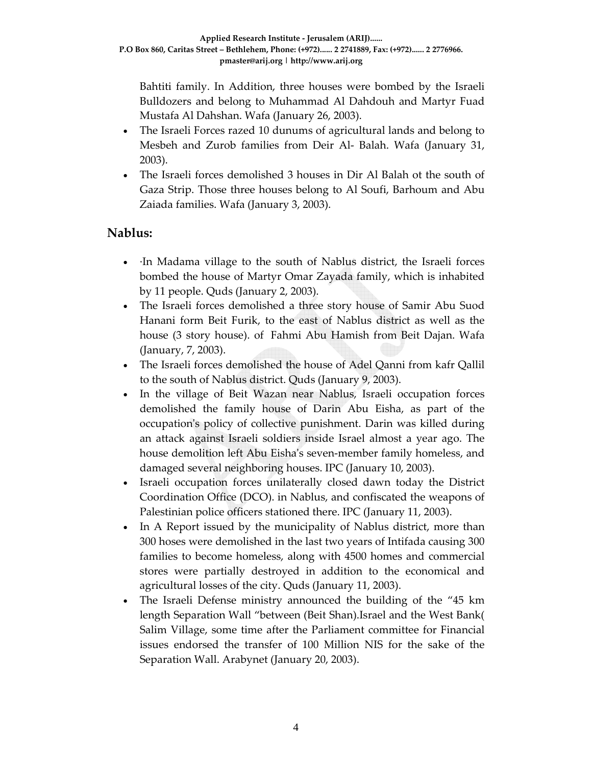Bahtiti family. In Addition, three houses were bombed by the Israeli Bulldozers and belong to Muhammad Al Dahdouh and Martyr Fuad Mustafa Al Dahshan. Wafa (January 26, 2003).

- The Israeli Forces razed 10 dunums of agricultural lands and belong to Mesbeh and Zurob families from Deir Al- Balah. Wafa (January 31, 2003).
- The Israeli forces demolished 3 houses in Dir Al Balah ot the south of Gaza Strip. Those three houses belong to Al Soufi, Barhoum and Abu Zaiada families. Wafa (January 3, 2003).

## Nablus:

- ·In Madama village to the south of Nablus district, the Israeli forces bombed the house of Martyr Omar Zayada family, which is inhabited by 11 people. Quds (January 2, 2003).
- The Israeli forces demolished a three story house of Samir Abu Suod Hanani form Beit Furik, to the east of Nablus district as well as the house (3 story house). of Fahmi Abu Hamish from Beit Dajan. Wafa (January, 7, 2003).
- The Israeli forces demolished the house of Adel Qanni from kafr Qallil to the south of Nablus district. Quds (January 9, 2003).
- In the village of Beit Wazan near Nablus, Israeli occupation forces demolished the family house of Darin Abu Eisha, as part of the occupation's policy of collective punishment. Darin was killed during an attack against Israeli soldiers inside Israel almost a year ago. The house demolition left Abu Eisha's seven-member family homeless, and damaged several neighboring houses. IPC (January 10, 2003).
- Israeli occupation forces unilaterally closed dawn today the District Coordination Office (DCO). in Nablus, and confiscated the weapons of Palestinian police officers stationed there. IPC (January 11, 2003).
- In A Report issued by the municipality of Nablus district, more than 300 hoses were demolished in the last two years of Intifada causing 300 families to become homeless, along with 4500 homes and commercial stores were partially destroyed in addition to the economical and agricultural losses of the city. Quds (January 11, 2003).
- The Israeli Defense ministry announced the building of the "45 km length Separation Wall "between (Beit Shan).Israel and the West Bank( Salim Village, some time after the Parliament committee for Financial issues endorsed the transfer of 100 Million NIS for the sake of the Separation Wall. Arabynet (January 20, 2003).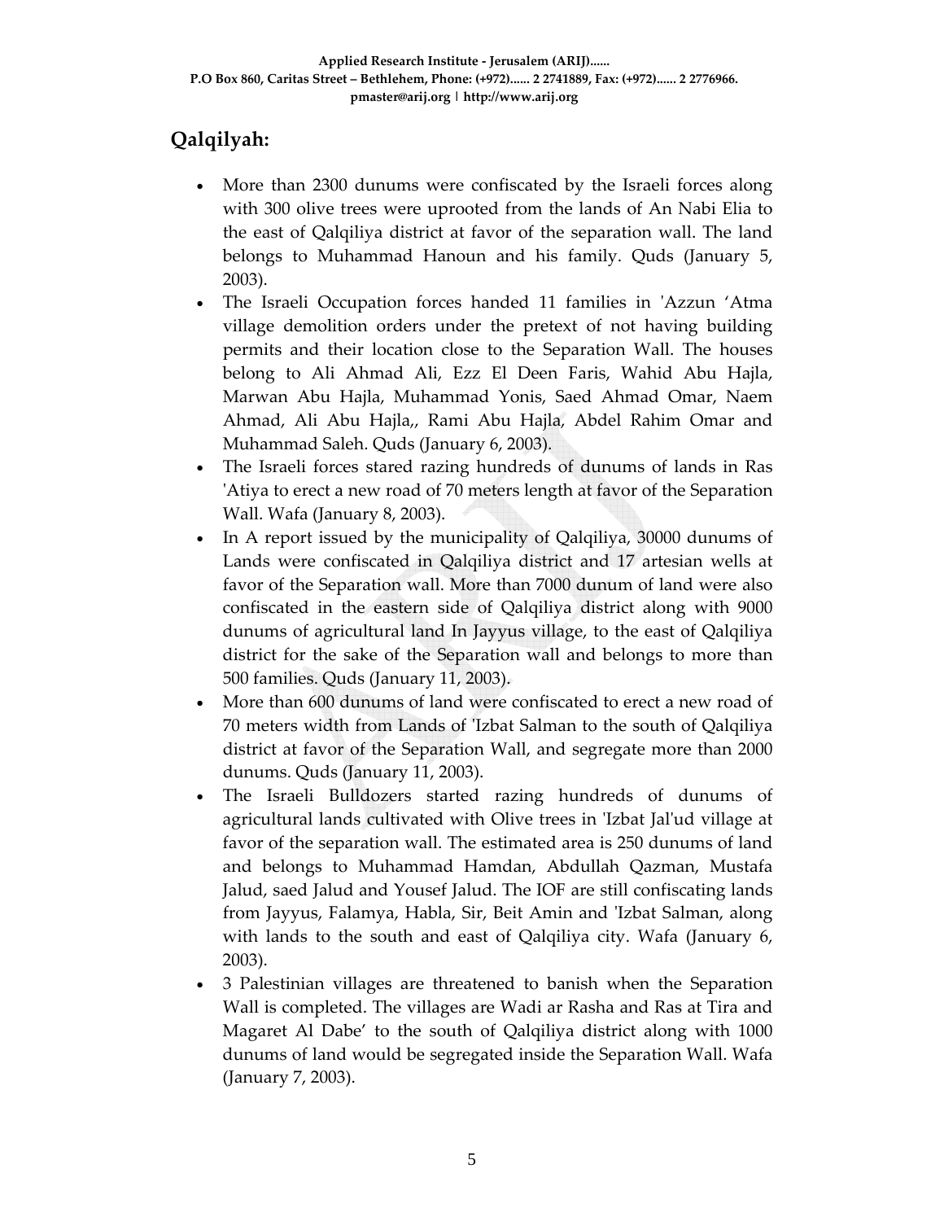## Qalqilyah:

- More than 2300 dunums were confiscated by the Israeli forces along with 300 olive trees were uprooted from the lands of An Nabi Elia to the east of Qalqiliya district at favor of the separation wall. The land belongs to Muhammad Hanoun and his family. Quds (January 5, 2003).
- The Israeli Occupation forces handed 11 families in 'Azzun 'Atma village demolition orders under the pretext of not having building permits and their location close to the Separation Wall. The houses belong to Ali Ahmad Ali, Ezz El Deen Faris, Wahid Abu Hajla, Marwan Abu Hajla, Muhammad Yonis, Saed Ahmad Omar, Naem Ahmad, Ali Abu Hajla,, Rami Abu Hajla, Abdel Rahim Omar and Muhammad Saleh. Quds (January 6, 2003).
- The Israeli forces stared razing hundreds of dunums of lands in Ras 'Atiya to erect a new road of 70 meters length at favor of the Separation Wall. Wafa (January 8, 2003).
- In A report issued by the municipality of Qalqiliya, 30000 dunums of Lands were confiscated in Qalqiliya district and 17 artesian wells at favor of the Separation wall. More than 7000 dunum of land were also confiscated in the eastern side of Qalqiliya district along with 9000 dunums of agricultural land In Jayyus village, to the east of Qalqiliya district for the sake of the Separation wall and belongs to more than 500 families. Quds (January 11, 2003).
- More than 600 dunums of land were confiscated to erect a new road of 70 meters width from Lands of 'Izbat Salman to the south of Qalqiliya district at favor of the Separation Wall, and segregate more than 2000 dunums. Quds (January 11, 2003).
- The Israeli Bulldozers started razing hundreds of dunums of agricultural lands cultivated with Olive trees in 'Izbat Jal'ud village at favor of the separation wall. The estimated area is 250 dunums of land and belongs to Muhammad Hamdan, Abdullah Qazman, Mustafa Jalud, saed Jalud and Yousef Jalud. The IOF are still confiscating lands from Jayyus, Falamya, Habla, Sir, Beit Amin and 'Izbat Salman, along with lands to the south and east of Qalqiliya city. Wafa (January 6, 2003).
- 3 Palestinian villages are threatened to banish when the Separation Wall is completed. The villages are Wadi ar Rasha and Ras at Tira and Magaret Al Dabe' to the south of Qalqiliya district along with 1000 dunums of land would be segregated inside the Separation Wall. Wafa (January 7, 2003).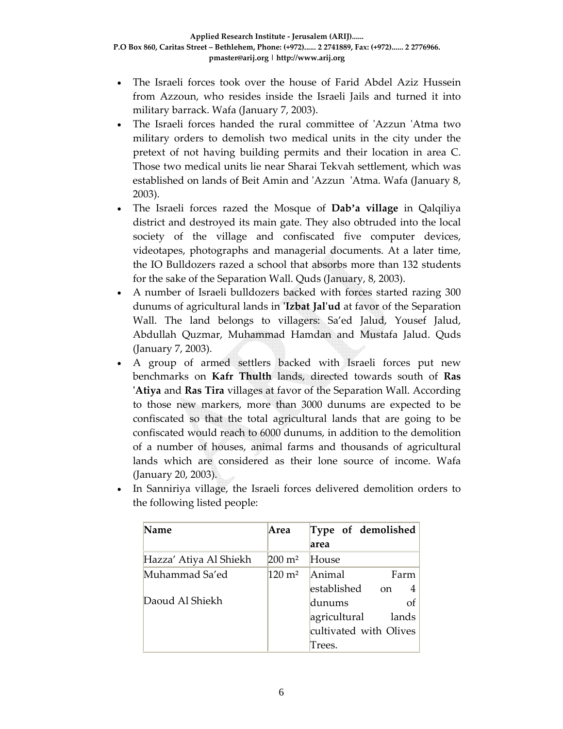- The Israeli forces took over the house of Farid Abdel Aziz Hussein from Azzoun, who resides inside the Israeli Jails and turned it into military barrack. Wafa (January 7, 2003).
- The Israeli forces handed the rural committee of 'Azzun 'Atma two military orders to demolish two medical units in the city under the pretext of not having building permits and their location in area C. Those two medical units lie near Sharai Tekvah settlement, which was established on lands of Beit Amin and 'Azzun 'Atma. Wafa (January 8, 2003).
- The Israeli forces razed the Mosque of **Dab'a village** in Qalqiliya district and destroyed its main gate. They also obtruded into the local society of the village and confiscated five computer devices, videotapes, photographs and managerial documents. At a later time, the IO Bulldozers razed a school that absorbs more than 132 students for the sake of the Separation Wall. Quds (January, 8, 2003).
- A number of Israeli bulldozers backed with forces started razing 300 dunums of agricultural lands in **'Izbat Jal'ud** at favor of the Separation Wall. The land belongs to villagers: Sa'ed Jalud, Yousef Jalud, Abdullah Quzmar, Muhammad Hamdan and Mustafa Jalud. Quds (January 7, 2003).
- A group of armed settlers backed with Israeli forces put new benchmarks on **Kafr Thulth** lands, directed towards south of **Ras 'Atiya** and **Ras Tira** villages at favor of the Separation Wall. According to those new markers, more than 3000 dunums are expected to be confiscated so that the total agricultural lands that are going to be confiscated would reach to 6000 dunums, in addition to the demolition of a number of houses, animal farms and thousands of agricultural lands which are considered as their lone source of income. Wafa (January 20, 2003).
- In Sanniriya village, the Israeli forces delivered demolition orders to the following listed people:

| Name | Area | Type of demolished area |
|---|---|---|
| Hazza' Atiya Al Shiekh | 200 m² | House |
| Muhammad Sa'ed Daoud Al Shiekh | 120 m² | Animal Farm established on 4 dunums of agricultural lands cultivated with Olives Trees. |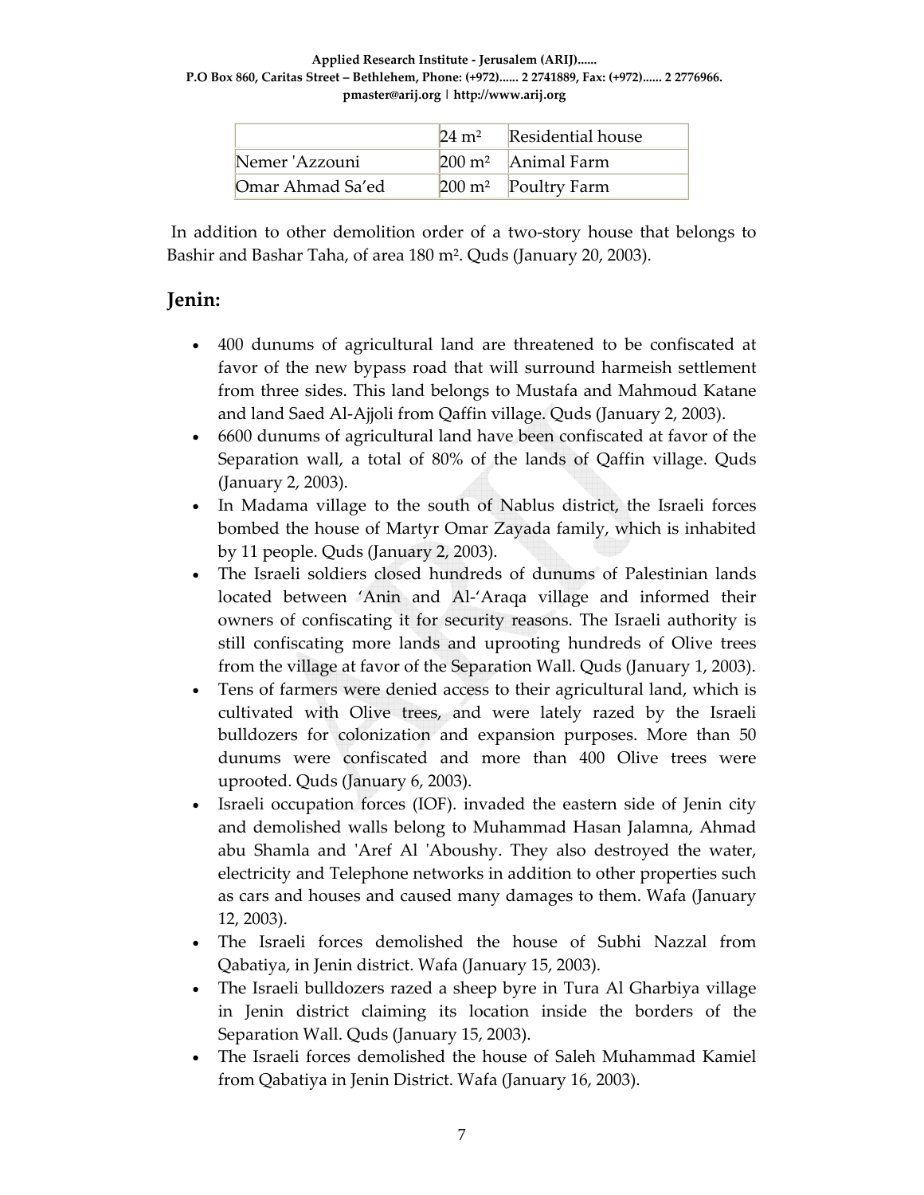| | 24 m² | Residential house |
|---|---|---|
| Nemer 'Azzouni | 200 m² | Animal Farm |
| Omar Ahmad Sa'ed | 200 m² | Poultry Farm |

In addition to other demolition order of a two-story house that belongs to Bashir and Bashar Taha, of area 180 m². Quds (January 20, 2003).

## Jenin:

- 400 dunums of agricultural land are threatened to be confiscated at favor of the new bypass road that will surround harmeish settlement from three sides. This land belongs to Mustafa and Mahmoud Katane and land Saed Al-Ajjoli from Qaffin village. Quds (January 2, 2003).
- 6600 dunums of agricultural land have been confiscated at favor of the Separation wall, a total of 80% of the lands of Qaffin village. Quds (January 2, 2003).
- In Madama village to the south of Nablus district, the Israeli forces bombed the house of Martyr Omar Zayada family, which is inhabited by 11 people. Quds (January 2, 2003).
- The Israeli soldiers closed hundreds of dunums of Palestinian lands located between 'Anin and Al-'Araqa village and informed their owners of confiscating it for security reasons. The Israeli authority is still confiscating more lands and uprooting hundreds of Olive trees from the village at favor of the Separation Wall. Quds (January 1, 2003).
- Tens of farmers were denied access to their agricultural land, which is cultivated with Olive trees, and were lately razed by the Israeli bulldozers for colonization and expansion purposes. More than 50 dunums were confiscated and more than 400 Olive trees were uprooted. Quds (January 6, 2003).
- Israeli occupation forces (IOF). invaded the eastern side of Jenin city and demolished walls belong to Muhammad Hasan Jalamna, Ahmad abu Shamla and 'Aref Al 'Aboushy. They also destroyed the water, electricity and Telephone networks in addition to other properties such as cars and houses and caused many damages to them. Wafa (January 12, 2003).
- The Israeli forces demolished the house of Subhi Nazzal from Qabatiya, in Jenin district. Wafa (January 15, 2003).
- The Israeli bulldozers razed a sheep byre in Tura Al Gharbiya village in Jenin district claiming its location inside the borders of the Separation Wall. Quds (January 15, 2003).
- The Israeli forces demolished the house of Saleh Muhammad Kamiel from Qabatiya in Jenin District. Wafa (January 16, 2003).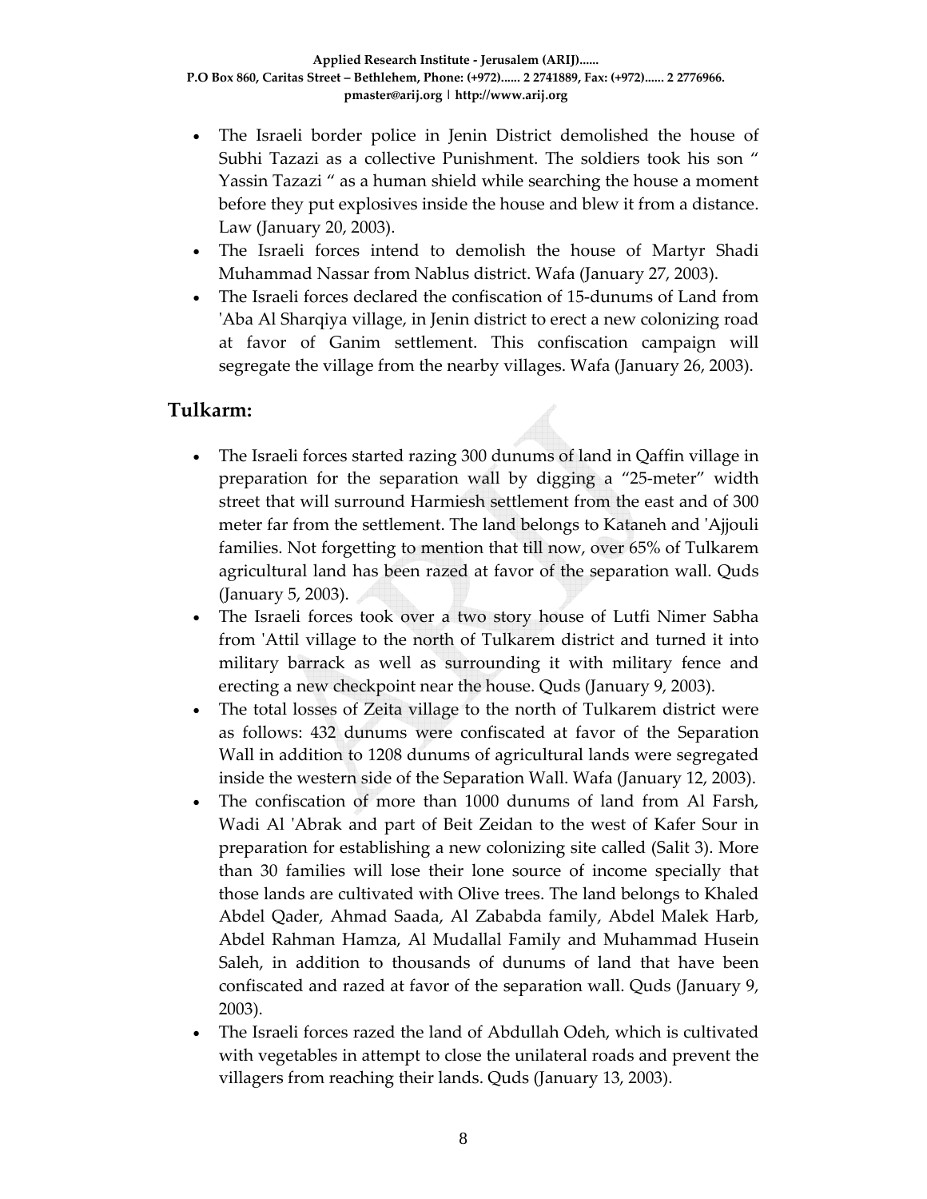- The Israeli border police in Jenin District demolished the house of Subhi Tazazi as a collective Punishment. The soldiers took his son " Yassin Tazazi " as a human shield while searching the house a moment before they put explosives inside the house and blew it from a distance. Law (January 20, 2003).
- The Israeli forces intend to demolish the house of Martyr Shadi Muhammad Nassar from Nablus district. Wafa (January 27, 2003).
- The Israeli forces declared the confiscation of 15-dunums of Land from 'Aba Al Sharqiya village, in Jenin district to erect a new colonizing road at favor of Ganim settlement. This confiscation campaign will segregate the village from the nearby villages. Wafa (January 26, 2003).

## Tulkarm:

- The Israeli forces started razing 300 dunums of land in Qaffin village in preparation for the separation wall by digging a "25-meter" width street that will surround Harmiesh settlement from the east and of 300 meter far from the settlement. The land belongs to Kataneh and 'Ajjouli families. Not forgetting to mention that till now, over 65% of Tulkarem agricultural land has been razed at favor of the separation wall. Quds (January 5, 2003).
- The Israeli forces took over a two story house of Lutfi Nimer Sabha from 'Attil village to the north of Tulkarem district and turned it into military barrack as well as surrounding it with military fence and erecting a new checkpoint near the house. Quds (January 9, 2003).
- The total losses of Zeita village to the north of Tulkarem district were as follows: 432 dunums were confiscated at favor of the Separation Wall in addition to 1208 dunums of agricultural lands were segregated inside the western side of the Separation Wall. Wafa (January 12, 2003).
- The confiscation of more than 1000 dunums of land from Al Farsh, Wadi Al 'Abrak and part of Beit Zeidan to the west of Kafer Sour in preparation for establishing a new colonizing site called (Salit 3). More than 30 families will lose their lone source of income specially that those lands are cultivated with Olive trees. The land belongs to Khaled Abdel Qader, Ahmad Saada, Al Zababda family, Abdel Malek Harb, Abdel Rahman Hamza, Al Mudallal Family and Muhammad Husein Saleh, in addition to thousands of dunums of land that have been confiscated and razed at favor of the separation wall. Quds (January 9, 2003).
- The Israeli forces razed the land of Abdullah Odeh, which is cultivated with vegetables in attempt to close the unilateral roads and prevent the villagers from reaching their lands. Quds (January 13, 2003).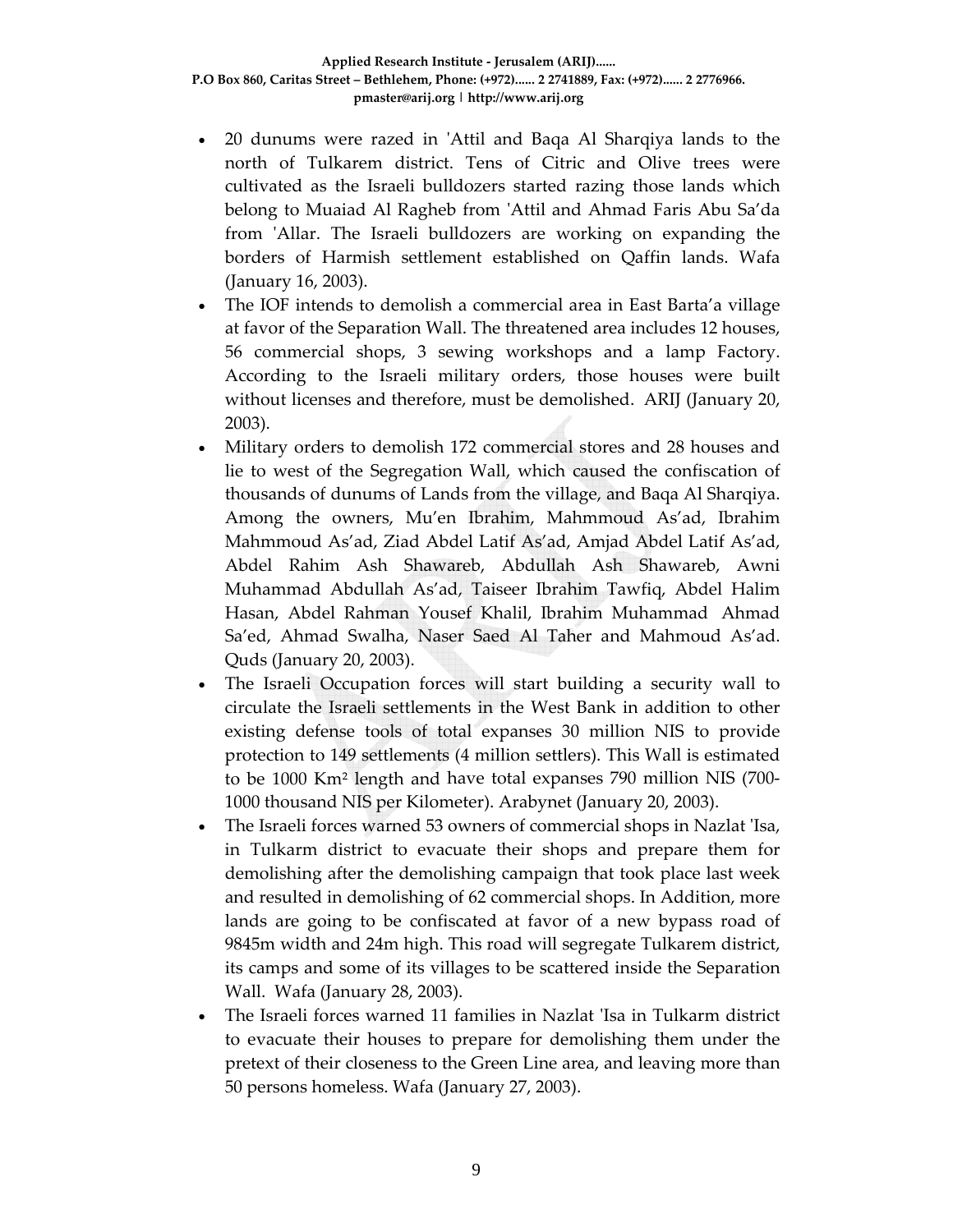- 20 dunums were razed in 'Attil and Baqa Al Sharqiya lands to the north of Tulkarem district. Tens of Citric and Olive trees were cultivated as the Israeli bulldozers started razing those lands which belong to Muaiad Al Ragheb from 'Attil and Ahmad Faris Abu Sa'da from 'Allar. The Israeli bulldozers are working on expanding the borders of Harmish settlement established on Qaffin lands. Wafa (January 16, 2003).
- The IOF intends to demolish a commercial area in East Barta'a village at favor of the Separation Wall. The threatened area includes 12 houses, 56 commercial shops, 3 sewing workshops and a lamp Factory. According to the Israeli military orders, those houses were built without licenses and therefore, must be demolished. ARIJ (January 20, 2003).
- Military orders to demolish 172 commercial stores and 28 houses and lie to west of the Segregation Wall, which caused the confiscation of thousands of dunums of Lands from the village, and Baqa Al Sharqiya. Among the owners, Mu'en Ibrahim, Mahmmoud As'ad, Ibrahim Mahmmoud As'ad, Ziad Abdel Latif As'ad, Amjad Abdel Latif As'ad, Abdel Rahim Ash Shawareb, Abdullah Ash Shawareb, Awni Muhammad Abdullah As'ad, Taiseer Ibrahim Tawfiq, Abdel Halim Hasan, Abdel Rahman Yousef Khalil, Ibrahim Muhammad Ahmad Sa'ed, Ahmad Swalha, Naser Saed Al Taher and Mahmoud As'ad. Quds (January 20, 2003).
- The Israeli Occupation forces will start building a security wall to circulate the Israeli settlements in the West Bank in addition to other existing defense tools of total expanses 30 million NIS to provide protection to 149 settlements (4 million settlers). This Wall is estimated to be 1000 $Km^2$ length and have total expanses 790 million NIS (700-1000 thousand NIS per Kilometer). Arabynet (January 20, 2003).
- The Israeli forces warned 53 owners of commercial shops in Nazlat 'Isa, in Tulkarm district to evacuate their shops and prepare them for demolishing after the demolishing campaign that took place last week and resulted in demolishing of 62 commercial shops. In Addition, more lands are going to be confiscated at favor of a new bypass road of 9845m width and 24m high. This road will segregate Tulkarem district, its camps and some of its villages to be scattered inside the Separation Wall. Wafa (January 28, 2003).
- The Israeli forces warned 11 families in Nazlat 'Isa in Tulkarm district to evacuate their houses to prepare for demolishing them under the pretext of their closeness to the Green Line area, and leaving more than 50 persons homeless. Wafa (January 27, 2003).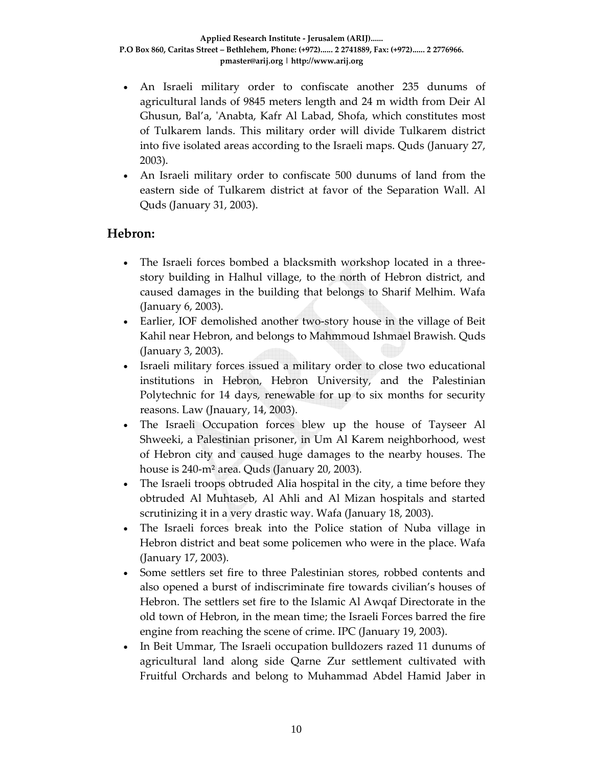- An Israeli military order to confiscate another 235 dunums of agricultural lands of 9845 meters length and 24 m width from Deir Al Ghusun, Bal'a, 'Anabta, Kafr Al Labad, Shofa, which constitutes most of Tulkarem lands. This military order will divide Tulkarem district into five isolated areas according to the Israeli maps. Quds (January 27, 2003).
- An Israeli military order to confiscate 500 dunums of land from the eastern side of Tulkarem district at favor of the Separation Wall. Al Quds (January 31, 2003).

## Hebron:

- The Israeli forces bombed a blacksmith workshop located in a three-story building in Halhul village, to the north of Hebron district, and caused damages in the building that belongs to Sharif Melhim. Wafa (January 6, 2003).
- Earlier, IOF demolished another two-story house in the village of Beit Kahil near Hebron, and belongs to Mahmmoud Ishmael Brawish. Quds (January 3, 2003).
- Israeli military forces issued a military order to close two educational institutions in Hebron, Hebron University, and the Palestinian Polytechnic for 14 days, renewable for up to six months for security reasons. Law (Jnauary, 14, 2003).
- The Israeli Occupation forces blew up the house of Tayseer Al Shweeki, a Palestinian prisoner, in Um Al Karem neighborhood, west of Hebron city and caused huge damages to the nearby houses. The house is 240-m² area. Quds (January 20, 2003).
- The Israeli troops obtruded Alia hospital in the city, a time before they obtruded Al Muhtaseb, Al Ahli and Al Mizan hospitals and started scrutinizing it in a very drastic way. Wafa (January 18, 2003).
- The Israeli forces break into the Police station of Nuba village in Hebron district and beat some policemen who were in the place. Wafa (January 17, 2003).
- Some settlers set fire to three Palestinian stores, robbed contents and also opened a burst of indiscriminate fire towards civilian's houses of Hebron. The settlers set fire to the Islamic Al Awqaf Directorate in the old town of Hebron, in the mean time; the Israeli Forces barred the fire engine from reaching the scene of crime. IPC (January 19, 2003).
- In Beit Ummar, The Israeli occupation bulldozers razed 11 dunums of agricultural land along side Qarne Zur settlement cultivated with Fruitful Orchards and belong to Muhammad Abdel Hamid Jaber in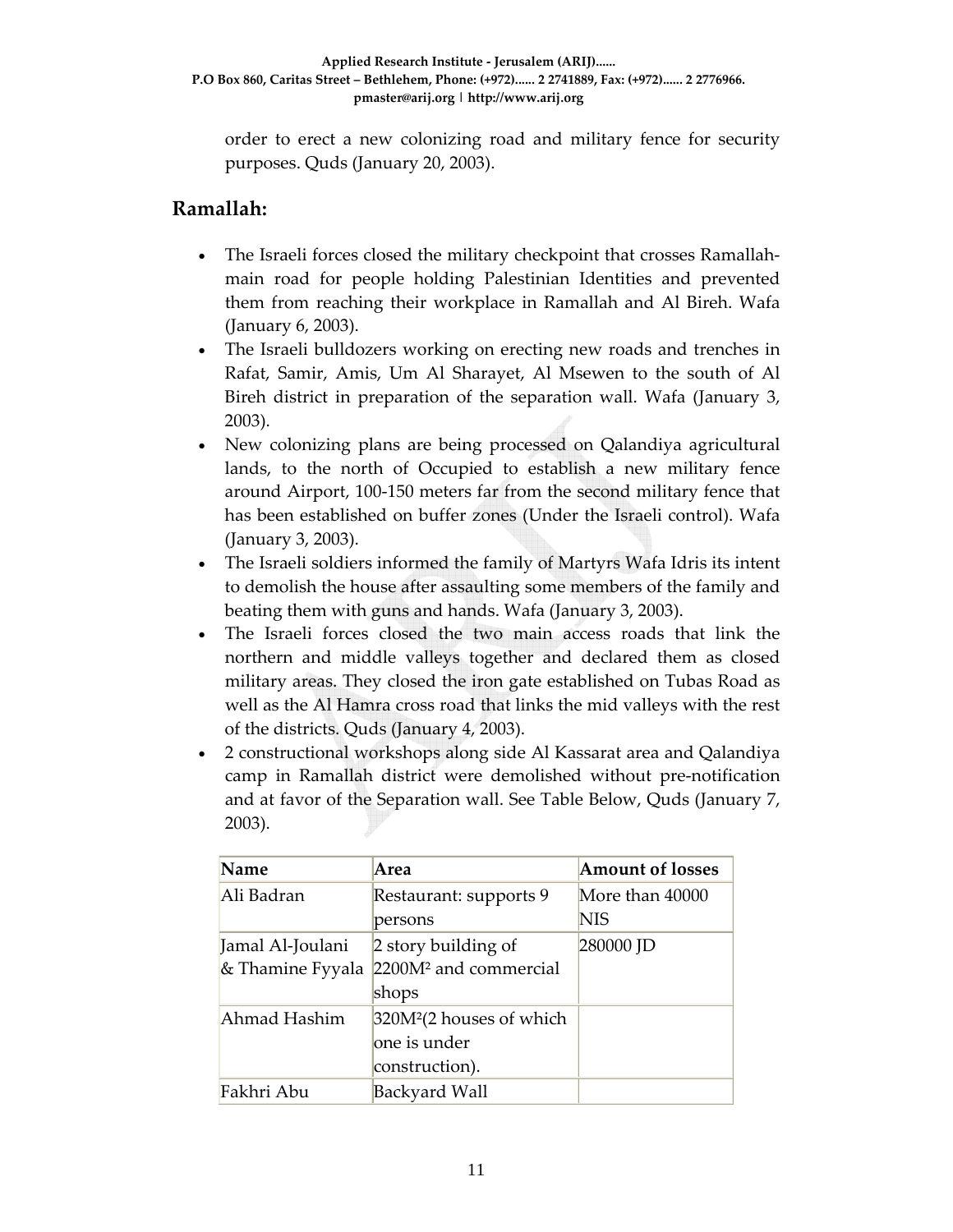order to erect a new colonizing road and military fence for security purposes. Quds (January 20, 2003).

## Ramallah:

- The Israeli forces closed the military checkpoint that crosses Ramallah-main road for people holding Palestinian Identities and prevented them from reaching their workplace in Ramallah and Al Bireh. Wafa (January 6, 2003).
- The Israeli bulldozers working on erecting new roads and trenches in Rafat, Samir, Amis, Um Al Sharayet, Al Msewen to the south of Al Bireh district in preparation of the separation wall. Wafa (January 3, 2003).
- New colonizing plans are being processed on Qalandiya agricultural lands, to the north of Occupied to establish a new military fence around Airport, 100-150 meters far from the second military fence that has been established on buffer zones (Under the Israeli control). Wafa (January 3, 2003).
- The Israeli soldiers informed the family of Martyrs Wafa Idris its intent to demolish the house after assaulting some members of the family and beating them with guns and hands. Wafa (January 3, 2003).
- The Israeli forces closed the two main access roads that link the northern and middle valleys together and declared them as closed military areas. They closed the iron gate established on Tubas Road as well as the Al Hamra cross road that links the mid valleys with the rest of the districts. Quds (January 4, 2003).
- 2 constructional workshops along side Al Kassarat area and Qalandiya camp in Ramallah district were demolished without pre-notification and at favor of the Separation wall. See Table Below, Quds (January 7, 2003).

| Name | Area | Amount of losses |
|---|---|---|
| Ali Badran | Restaurant: supports 9 persons | More than 40000 NIS |
| Jamal Al-Joulani & Thamine Fyyala | 2 story building of 2200M² and commercial shops | 280000 JD |
| Ahmad Hashim | 320M²(2 houses of which one is under construction). | |
| Fakhri Abu | Backyard Wall | |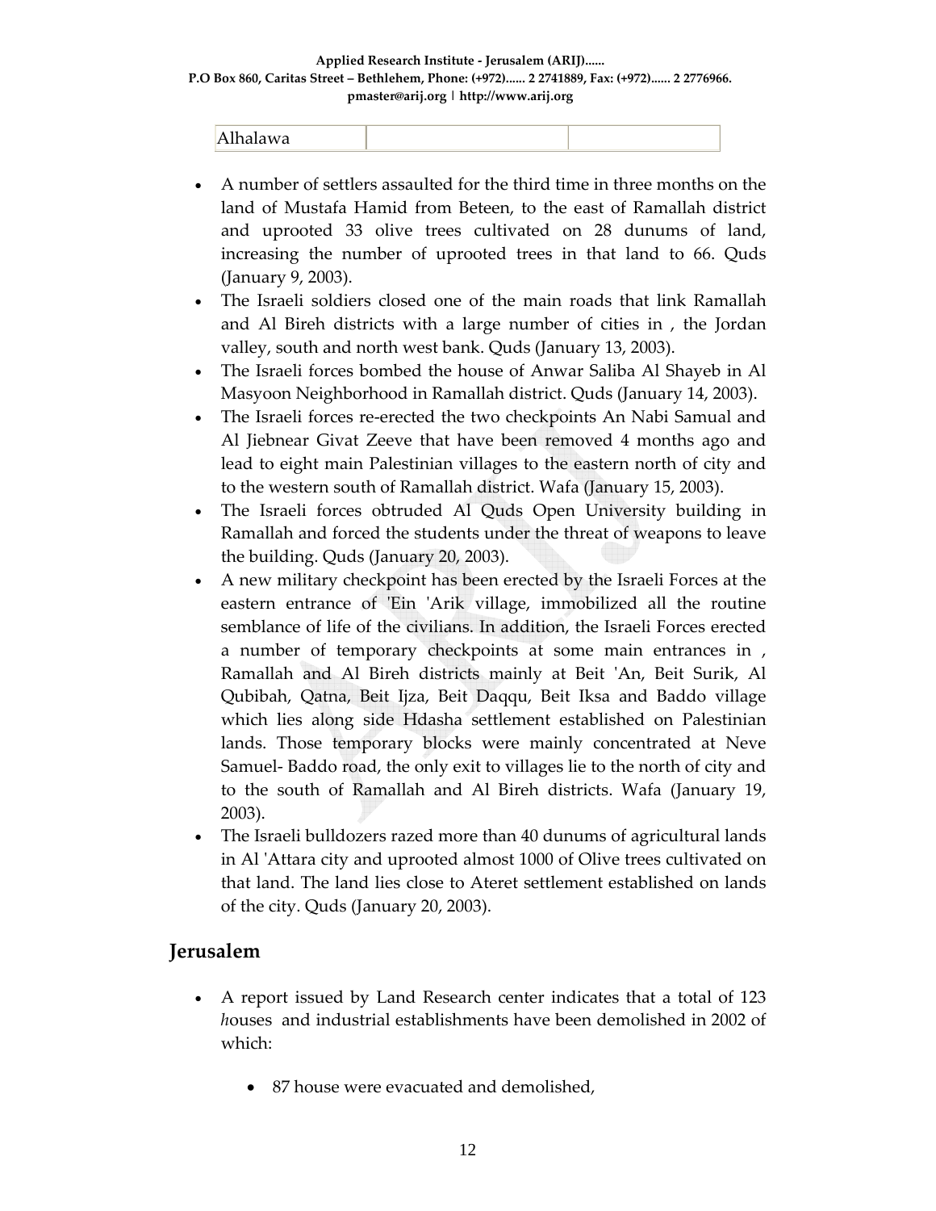| Alhalawa | | |
|---|---|---|

- A number of settlers assaulted for the third time in three months on the land of Mustafa Hamid from Beteen, to the east of Ramallah district and uprooted 33 olive trees cultivated on 28 dunums of land, increasing the number of uprooted trees in that land to 66. Quds (January 9, 2003).
- The Israeli soldiers closed one of the main roads that link Ramallah and Al Bireh districts with a large number of cities in , the Jordan valley, south and north west bank. Quds (January 13, 2003).
- The Israeli forces bombed the house of Anwar Saliba Al Shayeb in Al Masyoon Neighborhood in Ramallah district. Quds (January 14, 2003).
- The Israeli forces re-erected the two checkpoints An Nabi Samual and Al Jiebnear Givat Zeeve that have been removed 4 months ago and lead to eight main Palestinian villages to the eastern north of city and to the western south of Ramallah district. Wafa (January 15, 2003).
- The Israeli forces obtruded Al Quds Open University building in Ramallah and forced the students under the threat of weapons to leave the building. Quds (January 20, 2003).
- A new military checkpoint has been erected by the Israeli Forces at the eastern entrance of 'Ein 'Arik village, immobilized all the routine semblance of life of the civilians. In addition, the Israeli Forces erected a number of temporary checkpoints at some main entrances in , Ramallah and Al Bireh districts mainly at Beit 'An, Beit Surik, Al Qubibah, Qatna, Beit Ijza, Beit Daqqu, Beit Iksa and Baddo village which lies along side Hdasha settlement established on Palestinian lands. Those temporary blocks were mainly concentrated at Neve Samuel- Baddo road, the only exit to villages lie to the north of city and to the south of Ramallah and Al Bireh districts. Wafa (January 19, 2003).
- The Israeli bulldozers razed more than 40 dunums of agricultural lands in Al 'Attara city and uprooted almost 1000 of Olive trees cultivated on that land. The land lies close to Ateret settlement established on lands of the city. Quds (January 20, 2003).

## Jerusalem

- A report issued by Land Research center indicates that a total of 123 *h*ouses and industrial establishments have been demolished in 2002 of which:
  - 87 house were evacuated and demolished,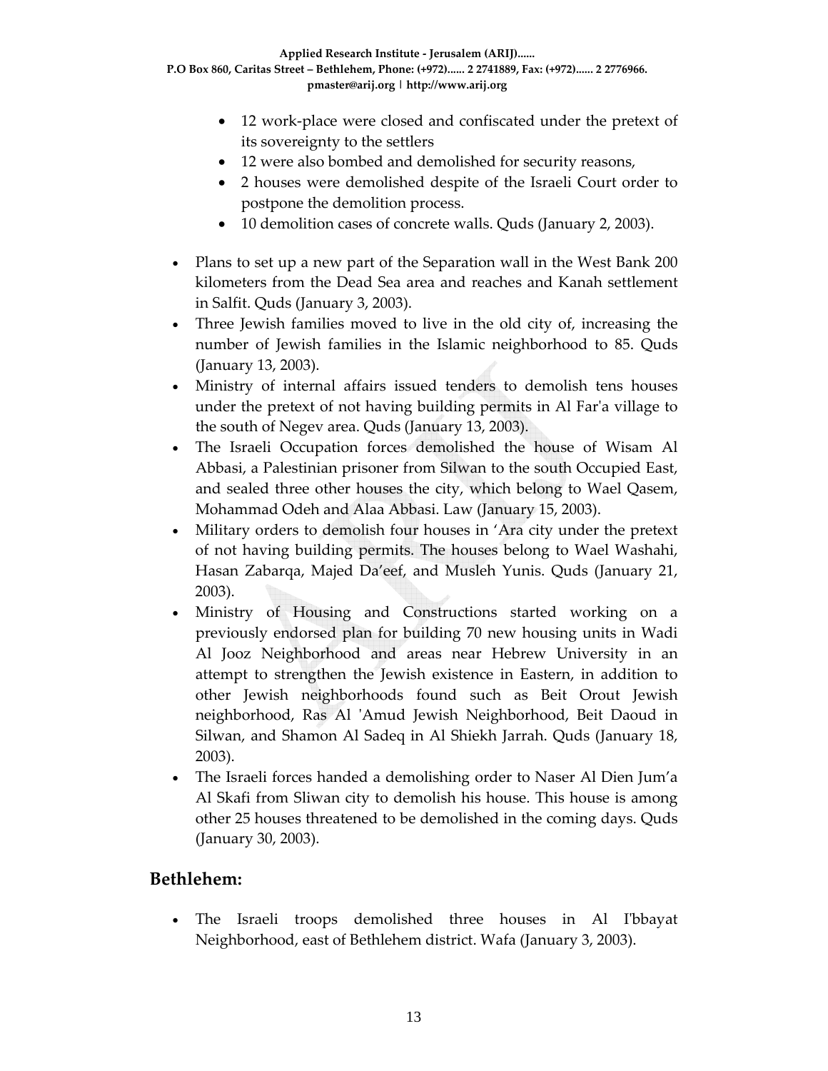- 12 work-place were closed and confiscated under the pretext of its sovereignty to the settlers
- 12 were also bombed and demolished for security reasons,
- 2 houses were demolished despite of the Israeli Court order to postpone the demolition process.
- 10 demolition cases of concrete walls. Quds (January 2, 2003).

- Plans to set up a new part of the Separation wall in the West Bank 200 kilometers from the Dead Sea area and reaches and Kanah settlement in Salfit. Quds (January 3, 2003).
- Three Jewish families moved to live in the old city of, increasing the number of Jewish families in the Islamic neighborhood to 85. Quds (January 13, 2003).
- Ministry of internal affairs issued tenders to demolish tens houses under the pretext of not having building permits in Al Far'a village to the south of Negev area. Quds (January 13, 2003).
- The Israeli Occupation forces demolished the house of Wisam Al Abbasi, a Palestinian prisoner from Silwan to the south Occupied East, and sealed three other houses the city, which belong to Wael Qasem, Mohammad Odeh and Alaa Abbasi. Law (January 15, 2003).
- Military orders to demolish four houses in 'Ara city under the pretext of not having building permits. The houses belong to Wael Washahi, Hasan Zabarqa, Majed Da'eef, and Musleh Yunis. Quds (January 21, 2003).
- Ministry of Housing and Constructions started working on a previously endorsed plan for building 70 new housing units in Wadi Al Jooz Neighborhood and areas near Hebrew University in an attempt to strengthen the Jewish existence in Eastern, in addition to other Jewish neighborhoods found such as Beit Orout Jewish neighborhood, Ras Al 'Amud Jewish Neighborhood, Beit Daoud in Silwan, and Shamon Al Sadeq in Al Shiekh Jarrah. Quds (January 18, 2003).
- The Israeli forces handed a demolishing order to Naser Al Dien Jum'a Al Skafi from Sliwan city to demolish his house. This house is among other 25 houses threatened to be demolished in the coming days. Quds (January 30, 2003).

## Bethlehem:

- The Israeli troops demolished three houses in Al I'bbayat Neighborhood, east of Bethlehem district. Wafa (January 3, 2003).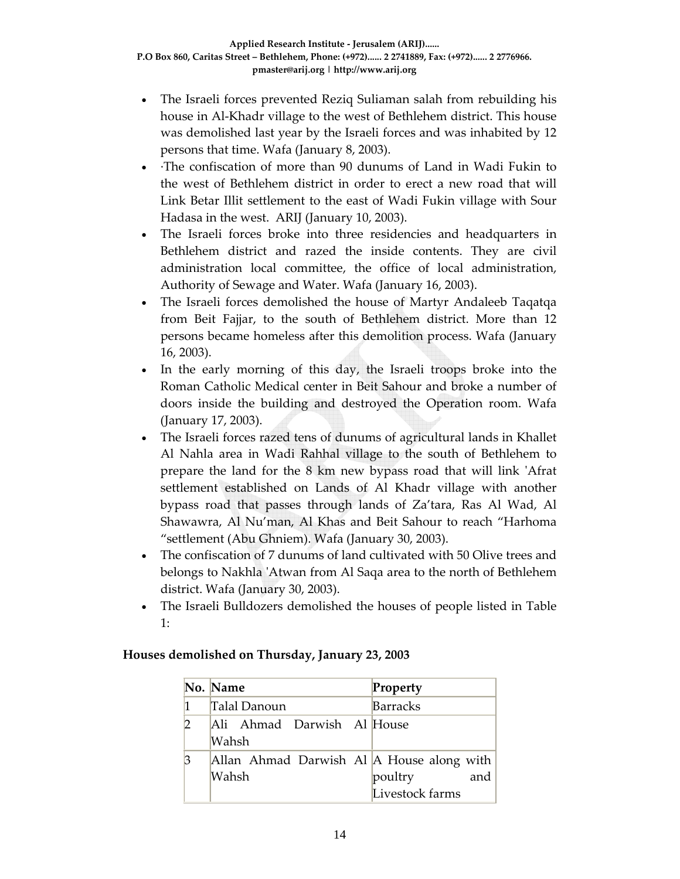- The Israeli forces prevented Reziq Suliaman salah from rebuilding his house in Al-Khadr village to the west of Bethlehem district. This house was demolished last year by the Israeli forces and was inhabited by 12 persons that time. Wafa (January 8, 2003).
- ·The confiscation of more than 90 dunums of Land in Wadi Fukin to the west of Bethlehem district in order to erect a new road that will Link Betar Illit settlement to the east of Wadi Fukin village with Sour Hadasa in the west. ARIJ (January 10, 2003).
- The Israeli forces broke into three residencies and headquarters in Bethlehem district and razed the inside contents. They are civil administration local committee, the office of local administration, Authority of Sewage and Water. Wafa (January 16, 2003).
- The Israeli forces demolished the house of Martyr Andaleeb Taqatqa from Beit Fajjar, to the south of Bethlehem district. More than 12 persons became homeless after this demolition process. Wafa (January 16, 2003).
- In the early morning of this day, the Israeli troops broke into the Roman Catholic Medical center in Beit Sahour and broke a number of doors inside the building and destroyed the Operation room. Wafa (January 17, 2003).
- The Israeli forces razed tens of dunums of agricultural lands in Khallet Al Nahla area in Wadi Rahhal village to the south of Bethlehem to prepare the land for the 8 km new bypass road that will link 'Afrat settlement established on Lands of Al Khadr village with another bypass road that passes through lands of Za'tara, Ras Al Wad, Al Shawawra, Al Nu'man, Al Khas and Beit Sahour to reach "Harhoma "settlement (Abu Ghniem). Wafa (January 30, 2003).
- The confiscation of 7 dunums of land cultivated with 50 Olive trees and belongs to Nakhla 'Atwan from Al Saqa area to the north of Bethlehem district. Wafa (January 30, 2003).
- The Israeli Bulldozers demolished the houses of people listed in Table 1:

**Houses demolished on Thursday, January 23, 2003**

| No. | Name | Property |
|---|---|---|
| 1 | Talal Danoun | Barracks |
| 2 | Ali Ahmad Darwish Al Wahsh | House |
| 3 | Allan Ahmad Darwish Al Wahsh | A House along with poultry and Livestock farms |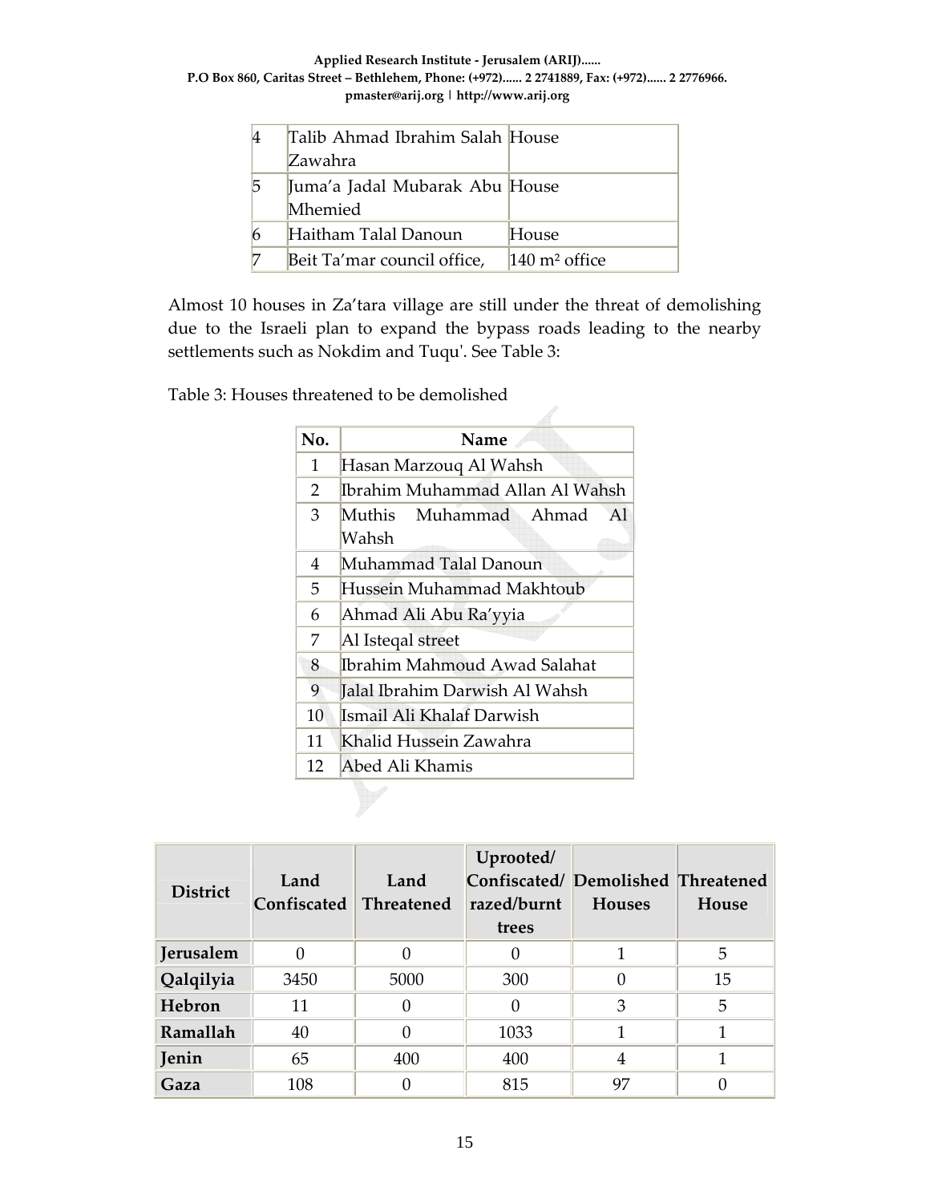| 4 | Talib Ahmad Ibrahim Salah Zawahra | House |
|---|---|---|
| 5 | Juma'a Jadal Mubarak Abu Mhemied | House |
| 6 | Haitham Talal Danoun | House |
| 7 | Beit Ta'mar council office, | 140 m² office |

Almost 10 houses in Za'tara village are still under the threat of demolishing due to the Israeli plan to expand the bypass roads leading to the nearby settlements such as Nokdim and Tuqu'. See Table 3:

Table 3: Houses threatened to be demolished

| No. | Name |
|---|---|
| 1 | Hasan Marzouq Al Wahsh |
| 2 | Ibrahim Muhammad Allan Al Wahsh |
| 3 | Muthis Muhammad Ahmad Al Wahsh |
| 4 | Muhammad Talal Danoun |
| 5 | Hussein Muhammad Makhtoub |
| 6 | Ahmad Ali Abu Ra'yyia |
| 7 | Al Isteqal street |
| 8 | Ibrahim Mahmoud Awad Salahat |
| 9 | Jalal Ibrahim Darwish Al Wahsh |
| 10 | Ismail Ali Khalaf Darwish |
| 11 | Khalid Hussein Zawahra |
| 12 | Abed Ali Khamis |

| District | Land Confiscated | Land Threatened | Uprooted/ Confiscated/ razed/burnt trees | Demolished Houses | Threatened House |
|---|---|---|---|---|---|
| Jerusalem | 0 | 0 | 0 | 1 | 5 |
| Qalqilyia | 3450 | 5000 | 300 | 0 | 15 |
| Hebron | 11 | 0 | 0 | 3 | 5 |
| Ramallah | 40 | 0 | 1033 | 1 | 1 |
| Jenin | 65 | 400 | 400 | 4 | 1 |
| Gaza | 108 | 0 | 815 | 97 | 0 |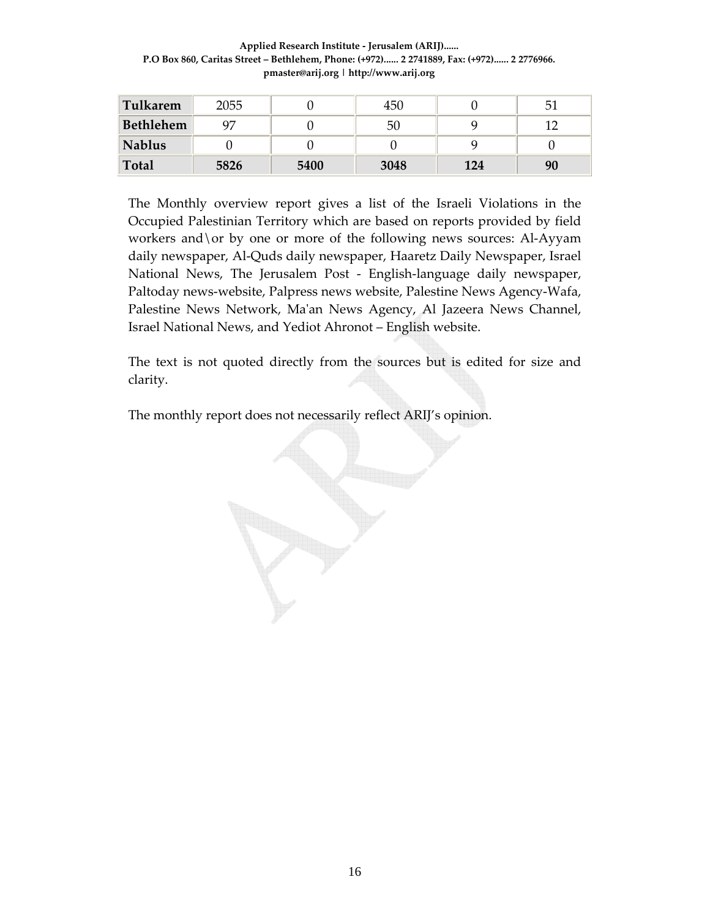| | | | | | |
|---|---|---|---|---|---|
| **Tulkarem** | 2055 | 0 | 450 | 0 | 51 |
| **Bethlehem** | 97 | 0 | 50 | 9 | 12 |
| **Nablus** | 0 | 0 | 0 | 9 | 0 |
| **Total** | **5826** | **5400** | **3048** | **124** | **90** |

The Monthly overview report gives a list of the Israeli Violations in the Occupied Palestinian Territory which are based on reports provided by field workers and\or by one or more of the following news sources: Al-Ayyam daily newspaper, Al-Quds daily newspaper, Haaretz Daily Newspaper, Israel National News, The Jerusalem Post - English-language daily newspaper, Paltoday news-website, Palpress news website, Palestine News Agency-Wafa, Palestine News Network, Ma'an News Agency, Al Jazeera News Channel, Israel National News, and Yediot Ahronot – English website.

The text is not quoted directly from the sources but is edited for size and clarity.

The monthly report does not necessarily reflect ARIJ's opinion.